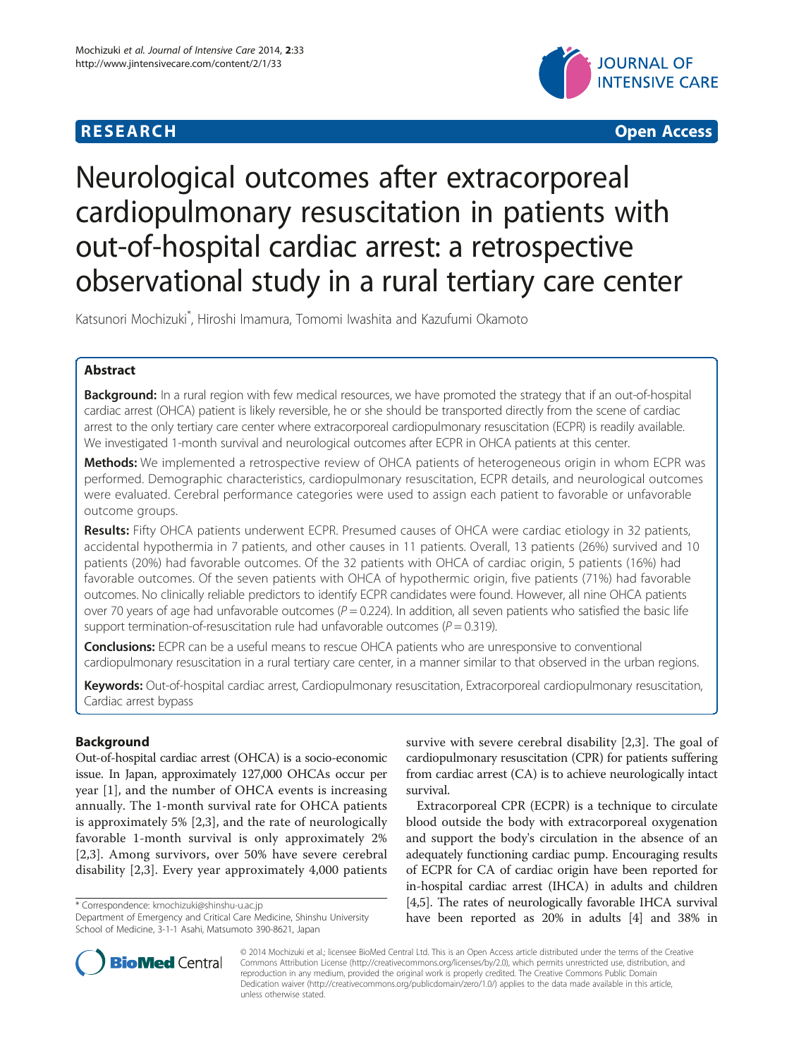**RESEARCH** **Open Access**

# Neurological outcomes after extracorporeal cardiopulmonary resuscitation in patients with out-of-hospital cardiac arrest: a retrospective observational study in a rural tertiary care center

Katsunori Mochizuki*, Hiroshi Imamura, Tomomi Iwashita and Kazufumi Okamoto

## Abstract

**Background:** In a rural region with few medical resources, we have promoted the strategy that if an out-of-hospital cardiac arrest (OHCA) patient is likely reversible, he or she should be transported directly from the scene of cardiac arrest to the only tertiary care center where extracorporeal cardiopulmonary resuscitation (ECPR) is readily available. We investigated 1-month survival and neurological outcomes after ECPR in OHCA patients at this center.

**Methods:** We implemented a retrospective review of OHCA patients of heterogeneous origin in whom ECPR was performed. Demographic characteristics, cardiopulmonary resuscitation, ECPR details, and neurological outcomes were evaluated. Cerebral performance categories were used to assign each patient to favorable or unfavorable outcome groups.

**Results:** Fifty OHCA patients underwent ECPR. Presumed causes of OHCA were cardiac etiology in 32 patients, accidental hypothermia in 7 patients, and other causes in 11 patients. Overall, 13 patients (26%) survived and 10 patients (20%) had favorable outcomes. Of the 32 patients with OHCA of cardiac origin, 5 patients (16%) had favorable outcomes. Of the seven patients with OHCA of hypothermic origin, five patients (71%) had favorable outcomes. No clinically reliable predictors to identify ECPR candidates were found. However, all nine OHCA patients over 70 years of age had unfavorable outcomes ($P = 0.224$). In addition, all seven patients who satisfied the basic life support termination-of-resuscitation rule had unfavorable outcomes ($P = 0.319$).

**Conclusions:** ECPR can be a useful means to rescue OHCA patients who are unresponsive to conventional cardiopulmonary resuscitation in a rural tertiary care center, in a manner similar to that observed in the urban regions.

**Keywords:** Out-of-hospital cardiac arrest, Cardiopulmonary resuscitation, Extracorporeal cardiopulmonary resuscitation, Cardiac arrest bypass

## Background

Out-of-hospital cardiac arrest (OHCA) is a socio-economic issue. In Japan, approximately 127,000 OHCAs occur per year [1], and the number of OHCA events is increasing annually. The 1-month survival rate for OHCA patients is approximately 5% [2,3], and the rate of neurologically favorable 1-month survival is only approximately 2% [2,3]. Among survivors, over 50% have severe cerebral disability [2,3]. Every year approximately 4,000 patients survive with severe cerebral disability [2,3]. The goal of cardiopulmonary resuscitation (CPR) for patients suffering from cardiac arrest (CA) is to achieve neurologically intact survival.

Extracorporeal CPR (ECPR) is a technique to circulate blood outside the body with extracorporeal oxygenation and support the body's circulation in the absence of an adequately functioning cardiac pump. Encouraging results of ECPR for CA of cardiac origin have been reported for in-hospital cardiac arrest (IHCA) in adults and children [4,5]. The rates of neurologically favorable IHCA survival have been reported as 20% in adults [4] and 38% in

\* Correspondence: kmochizuki@shinshu-u.ac.jp
Department of Emergency and Critical Care Medicine, Shinshu University School of Medicine, 3-1-1 Asahi, Matsumoto 390-8621, Japan

© 2014 Mochizuki et al.; licensee BioMed Central Ltd. This is an Open Access article distributed under the terms of the Creative Commons Attribution License (http://creativecommons.org/licenses/by/2.0), which permits unrestricted use, distribution, and reproduction in any medium, provided the original work is properly credited. The Creative Commons Public Domain Dedication waiver (http://creativecommons.org/publicdomain/zero/1.0/) applies to the data made available in this article, unless otherwise stated.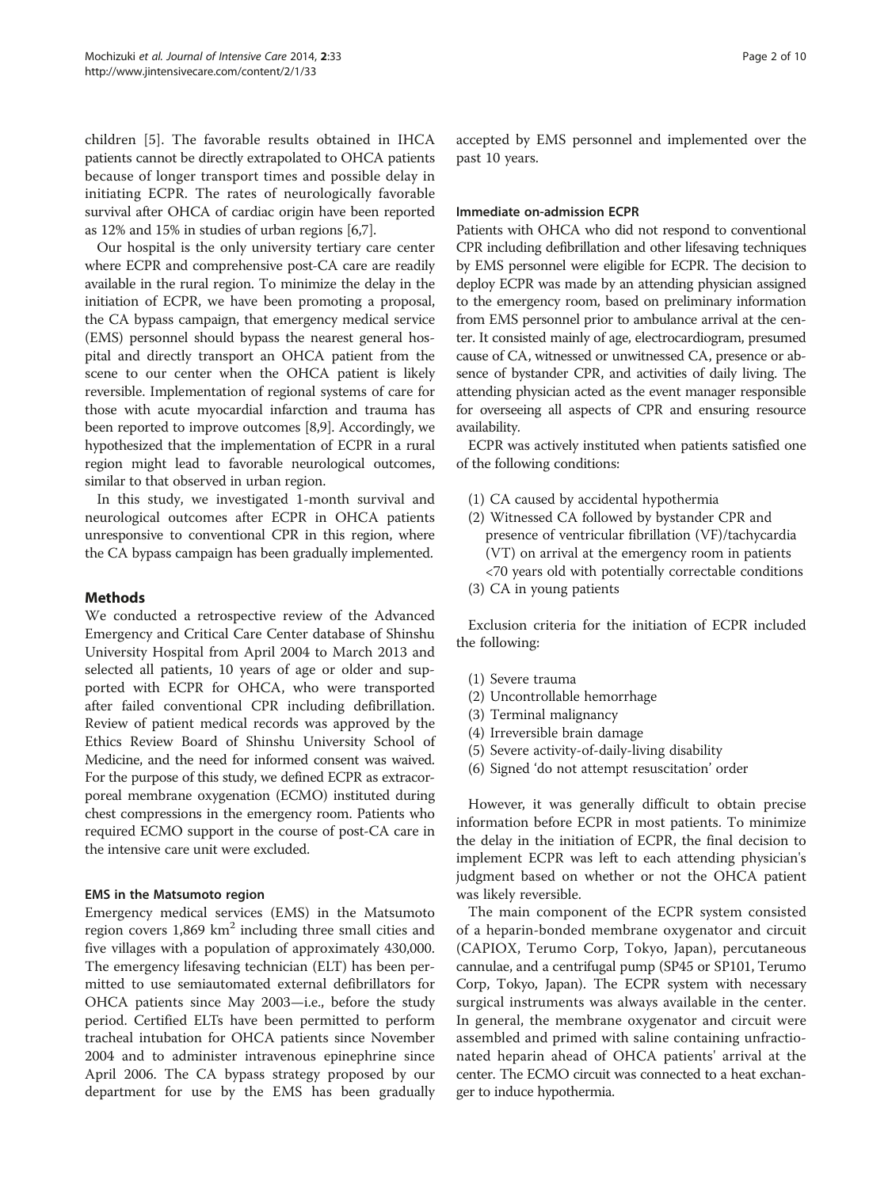children [5]. The favorable results obtained in IHCA patients cannot be directly extrapolated to OHCA patients because of longer transport times and possible delay in initiating ECPR. The rates of neurologically favorable survival after OHCA of cardiac origin have been reported as 12% and 15% in studies of urban regions [6,7].

Our hospital is the only university tertiary care center where ECPR and comprehensive post-CA care are readily available in the rural region. To minimize the delay in the initiation of ECPR, we have been promoting a proposal, the CA bypass campaign, that emergency medical service (EMS) personnel should bypass the nearest general hospital and directly transport an OHCA patient from the scene to our center when the OHCA patient is likely reversible. Implementation of regional systems of care for those with acute myocardial infarction and trauma has been reported to improve outcomes [8,9]. Accordingly, we hypothesized that the implementation of ECPR in a rural region might lead to favorable neurological outcomes, similar to that observed in urban region.

In this study, we investigated 1-month survival and neurological outcomes after ECPR in OHCA patients unresponsive to conventional CPR in this region, where the CA bypass campaign has been gradually implemented.

## Methods

We conducted a retrospective review of the Advanced Emergency and Critical Care Center database of Shinshu University Hospital from April 2004 to March 2013 and selected all patients, 10 years of age or older and supported with ECPR for OHCA, who were transported after failed conventional CPR including defibrillation. Review of patient medical records was approved by the Ethics Review Board of Shinshu University School of Medicine, and the need for informed consent was waived. For the purpose of this study, we defined ECPR as extracorporeal membrane oxygenation (ECMO) instituted during chest compressions in the emergency room. Patients who required ECMO support in the course of post-CA care in the intensive care unit were excluded.

### EMS in the Matsumoto region

Emergency medical services (EMS) in the Matsumoto region covers 1,869 km$^2$ including three small cities and five villages with a population of approximately 430,000. The emergency lifesaving technician (ELT) has been permitted to use semiautomated external defibrillators for OHCA patients since May 2003—i.e., before the study period. Certified ELTs have been permitted to perform tracheal intubation for OHCA patients since November 2004 and to administer intravenous epinephrine since April 2006. The CA bypass strategy proposed by our department for use by the EMS has been gradually accepted by EMS personnel and implemented over the past 10 years.

### Immediate on-admission ECPR

Patients with OHCA who did not respond to conventional CPR including defibrillation and other lifesaving techniques by EMS personnel were eligible for ECPR. The decision to deploy ECPR was made by an attending physician assigned to the emergency room, based on preliminary information from EMS personnel prior to ambulance arrival at the center. It consisted mainly of age, electrocardiogram, presumed cause of CA, witnessed or unwitnessed CA, presence or absence of bystander CPR, and activities of daily living. The attending physician acted as the event manager responsible for overseeing all aspects of CPR and ensuring resource availability.

ECPR was actively instituted when patients satisfied one of the following conditions:

(1) CA caused by accidental hypothermia
(2) Witnessed CA followed by bystander CPR and presence of ventricular fibrillation (VF)/tachycardia (VT) on arrival at the emergency room in patients <70 years old with potentially correctable conditions
(3) CA in young patients

Exclusion criteria for the initiation of ECPR included the following:

(1) Severe trauma
(2) Uncontrollable hemorrhage
(3) Terminal malignancy
(4) Irreversible brain damage
(5) Severe activity-of-daily-living disability
(6) Signed 'do not attempt resuscitation' order

However, it was generally difficult to obtain precise information before ECPR in most patients. To minimize the delay in the initiation of ECPR, the final decision to implement ECPR was left to each attending physician's judgment based on whether or not the OHCA patient was likely reversible.

The main component of the ECPR system consisted of a heparin-bonded membrane oxygenator and circuit (CAPIOX, Terumo Corp, Tokyo, Japan), percutaneous cannulae, and a centrifugal pump (SP45 or SP101, Terumo Corp, Tokyo, Japan). The ECPR system with necessary surgical instruments was always available in the center. In general, the membrane oxygenator and circuit were assembled and primed with saline containing unfractionated heparin ahead of OHCA patients' arrival at the center. The ECMO circuit was connected to a heat exchanger to induce hypothermia.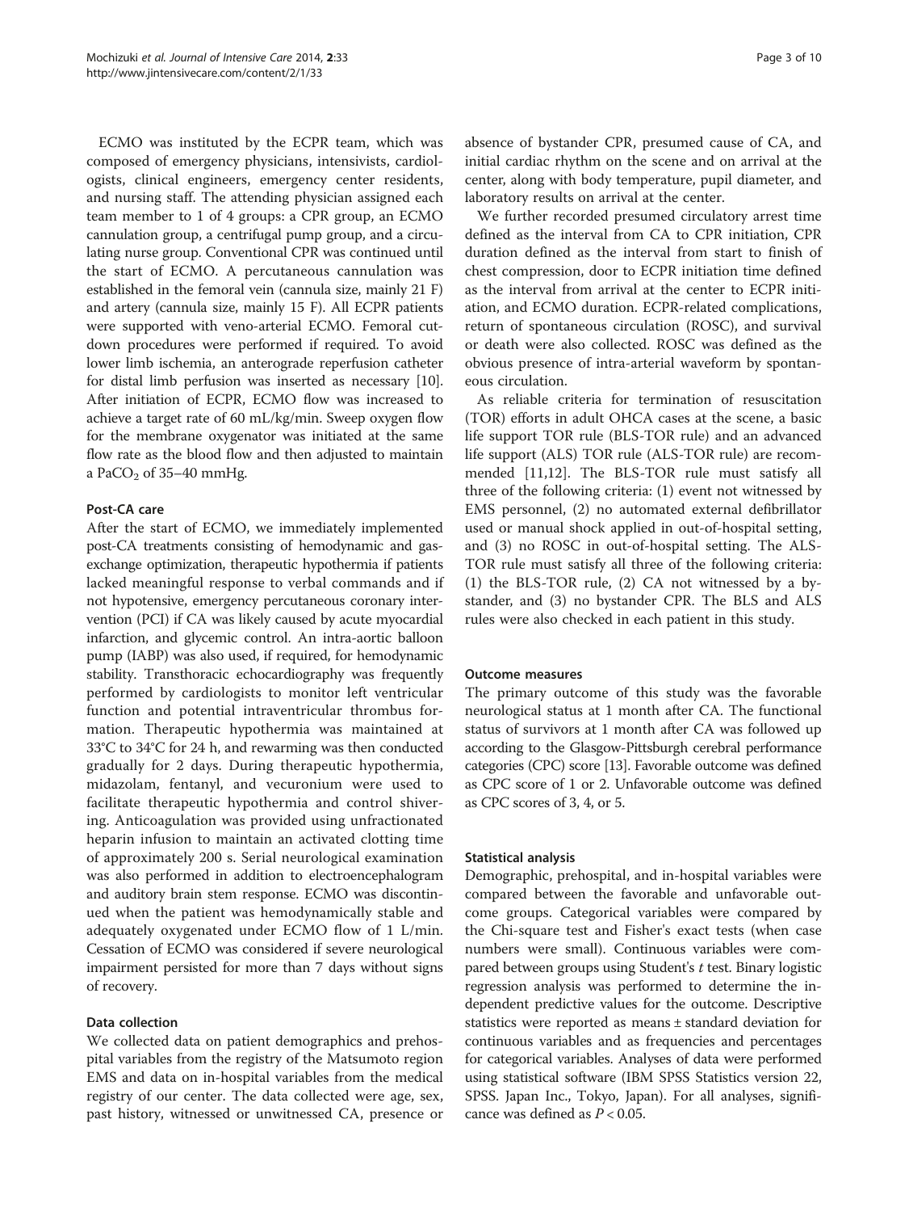ECMO was instituted by the ECPR team, which was composed of emergency physicians, intensivists, cardiologists, clinical engineers, emergency center residents, and nursing staff. The attending physician assigned each team member to 1 of 4 groups: a CPR group, an ECMO cannulation group, a centrifugal pump group, and a circulating nurse group. Conventional CPR was continued until the start of ECMO. A percutaneous cannulation was established in the femoral vein (cannula size, mainly 21 F) and artery (cannula size, mainly 15 F). All ECPR patients were supported with veno-arterial ECMO. Femoral cut-down procedures were performed if required. To avoid lower limb ischemia, an anterograde reperfusion catheter for distal limb perfusion was inserted as necessary [10]. After initiation of ECPR, ECMO flow was increased to achieve a target rate of 60 mL/kg/min. Sweep oxygen flow for the membrane oxygenator was initiated at the same flow rate as the blood flow and then adjusted to maintain a $PaCO_2$ of 35–40 mmHg.

#### Post-CA care

After the start of ECMO, we immediately implemented post-CA treatments consisting of hemodynamic and gas-exchange optimization, therapeutic hypothermia if patients lacked meaningful response to verbal commands and if not hypotensive, emergency percutaneous coronary intervention (PCI) if CA was likely caused by acute myocardial infarction, and glycemic control. An intra-aortic balloon pump (IABP) was also used, if required, for hemodynamic stability. Transthoracic echocardiography was frequently performed by cardiologists to monitor left ventricular function and potential intraventricular thrombus formation. Therapeutic hypothermia was maintained at 33°C to 34°C for 24 h, and rewarming was then conducted gradually for 2 days. During therapeutic hypothermia, midazolam, fentanyl, and vecuronium were used to facilitate therapeutic hypothermia and control shivering. Anticoagulation was provided using unfractionated heparin infusion to maintain an activated clotting time of approximately 200 s. Serial neurological examination was also performed in addition to electroencephalogram and auditory brain stem response. ECMO was discontinued when the patient was hemodynamically stable and adequately oxygenated under ECMO flow of 1 L/min. Cessation of ECMO was considered if severe neurological impairment persisted for more than 7 days without signs of recovery.

#### Data collection

We collected data on patient demographics and prehospital variables from the registry of the Matsumoto region EMS and data on in-hospital variables from the medical registry of our center. The data collected were age, sex, past history, witnessed or unwitnessed CA, presence or absence of bystander CPR, presumed cause of CA, and initial cardiac rhythm on the scene and on arrival at the center, along with body temperature, pupil diameter, and laboratory results on arrival at the center.

We further recorded presumed circulatory arrest time defined as the interval from CA to CPR initiation, CPR duration defined as the interval from start to finish of chest compression, door to ECPR initiation time defined as the interval from arrival at the center to ECPR initiation, and ECMO duration. ECPR-related complications, return of spontaneous circulation (ROSC), and survival or death were also collected. ROSC was defined as the obvious presence of intra-arterial waveform by spontaneous circulation.

As reliable criteria for termination of resuscitation (TOR) efforts in adult OHCA cases at the scene, a basic life support TOR rule (BLS-TOR rule) and an advanced life support (ALS) TOR rule (ALS-TOR rule) are recommended [11,12]. The BLS-TOR rule must satisfy all three of the following criteria: (1) event not witnessed by EMS personnel, (2) no automated external defibrillator used or manual shock applied in out-of-hospital setting, and (3) no ROSC in out-of-hospital setting. The ALS-TOR rule must satisfy all three of the following criteria: (1) the BLS-TOR rule, (2) CA not witnessed by a bystander, and (3) no bystander CPR. The BLS and ALS rules were also checked in each patient in this study.

#### Outcome measures

The primary outcome of this study was the favorable neurological status at 1 month after CA. The functional status of survivors at 1 month after CA was followed up according to the Glasgow-Pittsburgh cerebral performance categories (CPC) score [13]. Favorable outcome was defined as CPC score of 1 or 2. Unfavorable outcome was defined as CPC scores of 3, 4, or 5.

#### Statistical analysis

Demographic, prehospital, and in-hospital variables were compared between the favorable and unfavorable outcome groups. Categorical variables were compared by the Chi-square test and Fisher's exact tests (when case numbers were small). Continuous variables were compared between groups using Student's *t* test. Binary logistic regression analysis was performed to determine the independent predictive values for the outcome. Descriptive statistics were reported as means ± standard deviation for continuous variables and as frequencies and percentages for categorical variables. Analyses of data were performed using statistical software (IBM SPSS Statistics version 22, SPSS. Japan Inc., Tokyo, Japan). For all analyses, significance was defined as $P < 0.05$.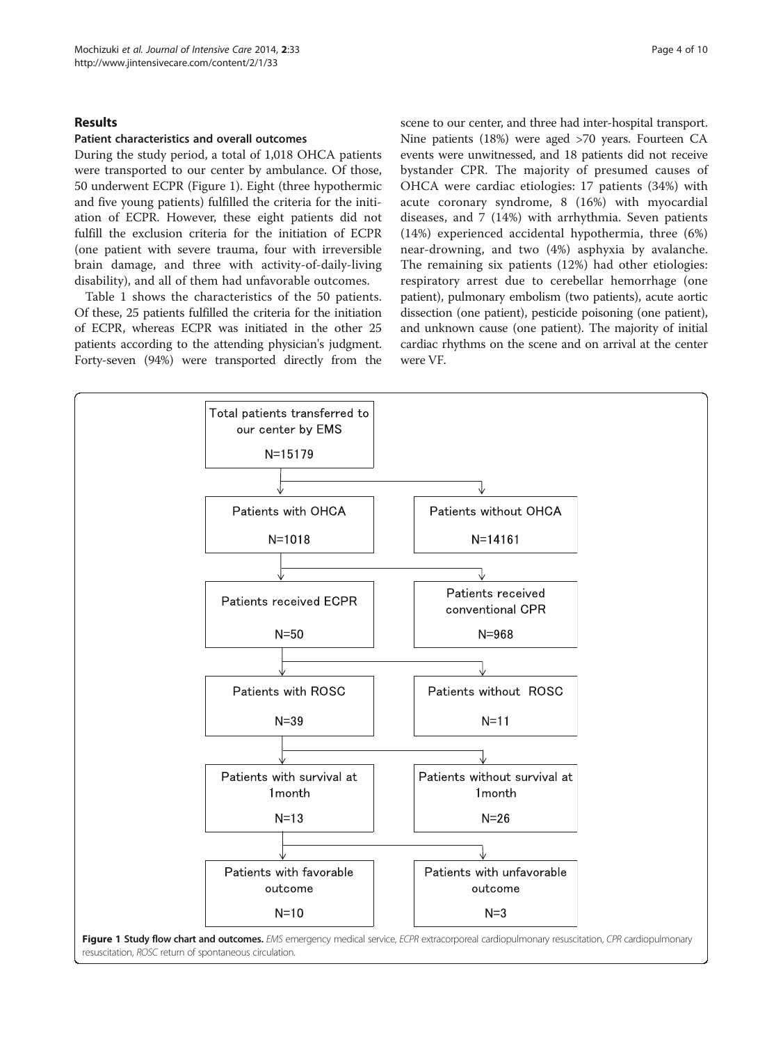## Results

### Patient characteristics and overall outcomes

During the study period, a total of 1,018 OHCA patients were transported to our center by ambulance. Of those, 50 underwent ECPR (Figure 1). Eight (three hypothermic and five young patients) fulfilled the criteria for the initiation of ECPR. However, these eight patients did not fulfill the exclusion criteria for the initiation of ECPR (one patient with severe trauma, four with irreversible brain damage, and three with activity-of-daily-living disability), and all of them had unfavorable outcomes.

Table 1 shows the characteristics of the 50 patients. Of these, 25 patients fulfilled the criteria for the initiation of ECPR, whereas ECPR was initiated in the other 25 patients according to the attending physician's judgment. Forty-seven (94%) were transported directly from the scene to our center, and three had inter-hospital transport. Nine patients (18%) were aged >70 years. Fourteen CA events were unwitnessed, and 18 patients did not receive bystander CPR. The majority of presumed causes of OHCA were cardiac etiologies: 17 patients (34%) with acute coronary syndrome, 8 (16%) with myocardial diseases, and 7 (14%) with arrhythmia. Seven patients (14%) experienced accidental hypothermia, three (6%) near-drowning, and two (4%) asphyxia by avalanche. The remaining six patients (12%) had other etiologies: respiratory arrest due to cerebellar hemorrhage (one patient), pulmonary embolism (two patients), acute aortic dissection (one patient), pesticide poisoning (one patient), and unknown cause (one patient). The majority of initial cardiac rhythms on the scene and on arrival at the center were VF.

- Total patients transferred to our center by EMS N=15179
  - Patients with OHCA N=1018
    - Patients received ECPR N=50
      - Patients with ROSC N=39
        - Patients with survival at 1month N=13
          - Patients with favorable outcome N=10
          - Patients with unfavorable outcome N=3
        - Patients without survival at 1month N=26
      - Patients without ROSC N=11
    - Patients received conventional CPR N=968
  - Patients without OHCA N=14161

**Figure 1 Study flow chart and outcomes.** *EMS* emergency medical service, *ECPR* extracorporeal cardiopulmonary resuscitation, *CPR* cardiopulmonary resuscitation, *ROSC* return of spontaneous circulation.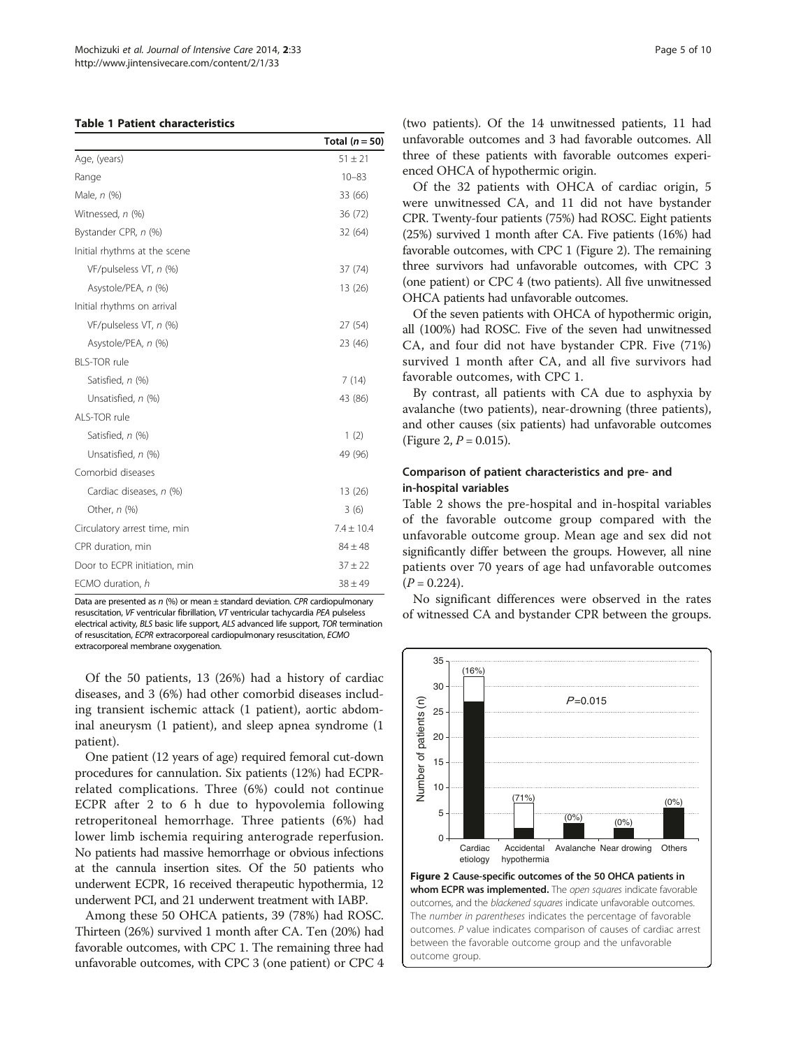**Table 1 Patient characteristics**

| | Total ($n = 50$) |
|---|---|
| Age, (years) | 51 ± 21 |
| Range | 10–83 |
| Male, *n* (%) | 33 (66) |
| Witnessed, *n* (%) | 36 (72) |
| Bystander CPR, *n* (%) | 32 (64) |
| Initial rhythms at the scene | |
| VF/pulseless VT, *n* (%) | 37 (74) |
| Asystole/PEA, *n* (%) | 13 (26) |
| Initial rhythms on arrival | |
| VF/pulseless VT, *n* (%) | 27 (54) |
| Asystole/PEA, *n* (%) | 23 (46) |
| BLS-TOR rule | |
| Satisfied, *n* (%) | 7 (14) |
| Unsatisfied, *n* (%) | 43 (86) |
| ALS-TOR rule | |
| Satisfied, *n* (%) | 1 (2) |
| Unsatisfied, *n* (%) | 49 (96) |
| Comorbid diseases | |
| Cardiac diseases, *n* (%) | 13 (26) |
| Other, *n* (%) | 3 (6) |
| Circulatory arrest time, min | 7.4 ± 10.4 |
| CPR duration, min | 84 ± 48 |
| Door to ECPR initiation, min | 37 ± 22 |
| ECMO duration, *h* | 38 ± 49 |

Data are presented as *n* (%) or mean ± standard deviation. *CPR* cardiopulmonary resuscitation, *VF* ventricular fibrillation, *VT* ventricular tachycardia *PEA* pulseless electrical activity, *BLS* basic life support, *ALS* advanced life support, *TOR* termination of resuscitation, *ECPR* extracorporeal cardiopulmonary resuscitation, *ECMO* extracorporeal membrane oxygenation.

Of the 50 patients, 13 (26%) had a history of cardiac diseases, and 3 (6%) had other comorbid diseases including transient ischemic attack (1 patient), aortic abdominal aneurysm (1 patient), and sleep apnea syndrome (1 patient).

One patient (12 years of age) required femoral cut-down procedures for cannulation. Six patients (12%) had ECPR-related complications. Three (6%) could not continue ECPR after 2 to 6 h due to hypovolemia following retroperitoneal hemorrhage. Three patients (6%) had lower limb ischemia requiring anterograde reperfusion. No patients had massive hemorrhage or obvious infections at the cannula insertion sites. Of the 50 patients who underwent ECPR, 16 received therapeutic hypothermia, 12 underwent PCI, and 21 underwent treatment with IABP.

Among these 50 OHCA patients, 39 (78%) had ROSC. Thirteen (26%) survived 1 month after CA. Ten (20%) had favorable outcomes, with CPC 1. The remaining three had unfavorable outcomes, with CPC 3 (one patient) or CPC 4 (two patients). Of the 14 unwitnessed patients, 11 had unfavorable outcomes and 3 had favorable outcomes. All three of these patients with favorable outcomes experienced OHCA of hypothermic origin.

Of the 32 patients with OHCA of cardiac origin, 5 were unwitnessed CA, and 11 did not have bystander CPR. Twenty-four patients (75%) had ROSC. Eight patients (25%) survived 1 month after CA. Five patients (16%) had favorable outcomes, with CPC 1 (Figure 2). The remaining three survivors had unfavorable outcomes, with CPC 3 (one patient) or CPC 4 (two patients). All five unwitnessed OHCA patients had unfavorable outcomes.

Of the seven patients with OHCA of hypothermic origin, all (100%) had ROSC. Five of the seven had unwitnessed CA, and four did not have bystander CPR. Five (71%) survived 1 month after CA, and all five survivors had favorable outcomes, with CPC 1.

By contrast, all patients with CA due to asphyxia by avalanche (two patients), near-drowning (three patients), and other causes (six patients) had unfavorable outcomes (Figure 2, $P = 0.015$).

### Comparison of patient characteristics and pre- and in-hospital variables

Table 2 shows the pre-hospital and in-hospital variables of the favorable outcome group compared with the unfavorable outcome group. Mean age and sex did not significantly differ between the groups. However, all nine patients over 70 years of age had unfavorable outcomes ($P = 0.224$).

No significant differences were observed in the rates of witnessed CA and bystander CPR between the groups.

**Figure 2 Cause-specific outcomes of the 50 OHCA patients in whom ECPR was implemented.** The *open squares* indicate favorable outcomes, and the *blackened squares* indicate unfavorable outcomes. The *number in parentheses* indicates the percentage of favorable outcomes. *P* value indicates comparison of causes of cardiac arrest between the favorable outcome group and the unfavorable outcome group.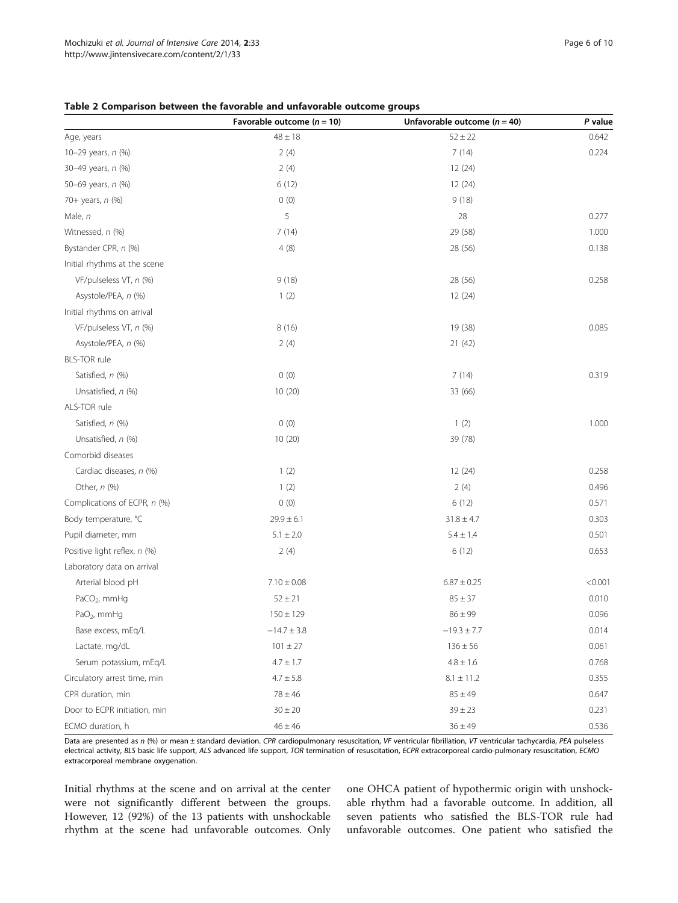**Table 2 Comparison between the favorable and unfavorable outcome groups**

| | Favorable outcome (*n* = 10) | Unfavorable outcome (*n* = 40) | *P* value |
|---|---|---|---|
| Age, years | 48 ± 18 | 52 ± 22 | 0.642 |
| 10–29 years, *n* (%) | 2 (4) | 7 (14) | 0.224 |
| 30–49 years, *n* (%) | 2 (4) | 12 (24) | |
| 50–69 years, *n* (%) | 6 (12) | 12 (24) | |
| 70+ years, *n* (%) | 0 (0) | 9 (18) | |
| Male, *n* | 5 | 28 | 0.277 |
| Witnessed, *n* (%) | 7 (14) | 29 (58) | 1.000 |
| Bystander CPR, *n* (%) | 4 (8) | 28 (56) | 0.138 |
| Initial rhythms at the scene | | | |
| VF/pulseless VT, *n* (%) | 9 (18) | 28 (56) | 0.258 |
| Asystole/PEA, *n* (%) | 1 (2) | 12 (24) | |
| Initial rhythms on arrival | | | |
| VF/pulseless VT, *n* (%) | 8 (16) | 19 (38) | 0.085 |
| Asystole/PEA, *n* (%) | 2 (4) | 21 (42) | |
| BLS-TOR rule | | | |
| Satisfied, *n* (%) | 0 (0) | 7 (14) | 0.319 |
| Unsatisfied, *n* (%) | 10 (20) | 33 (66) | |
| ALS-TOR rule | | | |
| Satisfied, *n* (%) | 0 (0) | 1 (2) | 1.000 |
| Unsatisfied, *n* (%) | 10 (20) | 39 (78) | |
| Comorbid diseases | | | |
| Cardiac diseases, *n* (%) | 1 (2) | 12 (24) | 0.258 |
| Other, *n* (%) | 1 (2) | 2 (4) | 0.496 |
| Complications of ECPR, *n* (%) | 0 (0) | 6 (12) | 0.571 |
| Body temperature, °C | 29.9 ± 6.1 | 31.8 ± 4.7 | 0.303 |
| Pupil diameter, mm | 5.1 ± 2.0 | 5.4 ± 1.4 | 0.501 |
| Positive light reflex, *n* (%) | 2 (4) | 6 (12) | 0.653 |
| Laboratory data on arrival | | | |
| Arterial blood pH | 7.10 ± 0.08 | 6.87 ± 0.25 | <0.001 |
| $PaCO_2$, mmHg | 52 ± 21 | 85 ± 37 | 0.010 |
| $PaO_2$, mmHg | 150 ± 129 | 86 ± 99 | 0.096 |
| Base excess, mEq/L | −14.7 ± 3.8 | −19.3 ± 7.7 | 0.014 |
| Lactate, mg/dL | 101 ± 27 | 136 ± 56 | 0.061 |
| Serum potassium, mEq/L | 4.7 ± 1.7 | 4.8 ± 1.6 | 0.768 |
| Circulatory arrest time, min | 4.7 ± 5.8 | 8.1 ± 11.2 | 0.355 |
| CPR duration, min | 78 ± 46 | 85 ± 49 | 0.647 |
| Door to ECPR initiation, min | 30 ± 20 | 39 ± 23 | 0.231 |
| ECMO duration, h | 46 ± 46 | 36 ± 49 | 0.536 |

Data are presented as *n* (%) or mean ± standard deviation. *CPR* cardiopulmonary resuscitation, *VF* ventricular fibrillation, *VT* ventricular tachycardia, *PEA* pulseless electrical activity, *BLS* basic life support, *ALS* advanced life support, *TOR* termination of resuscitation, *ECPR* extracorporeal cardio-pulmonary resuscitation, *ECMO* extracorporeal membrane oxygenation.

Initial rhythms at the scene and on arrival at the center were not significantly different between the groups. However, 12 (92%) of the 13 patients with unshockable rhythm at the scene had unfavorable outcomes. Only one OHCA patient of hypothermic origin with unshockable rhythm had a favorable outcome. In addition, all seven patients who satisfied the BLS-TOR rule had unfavorable outcomes. One patient who satisfied the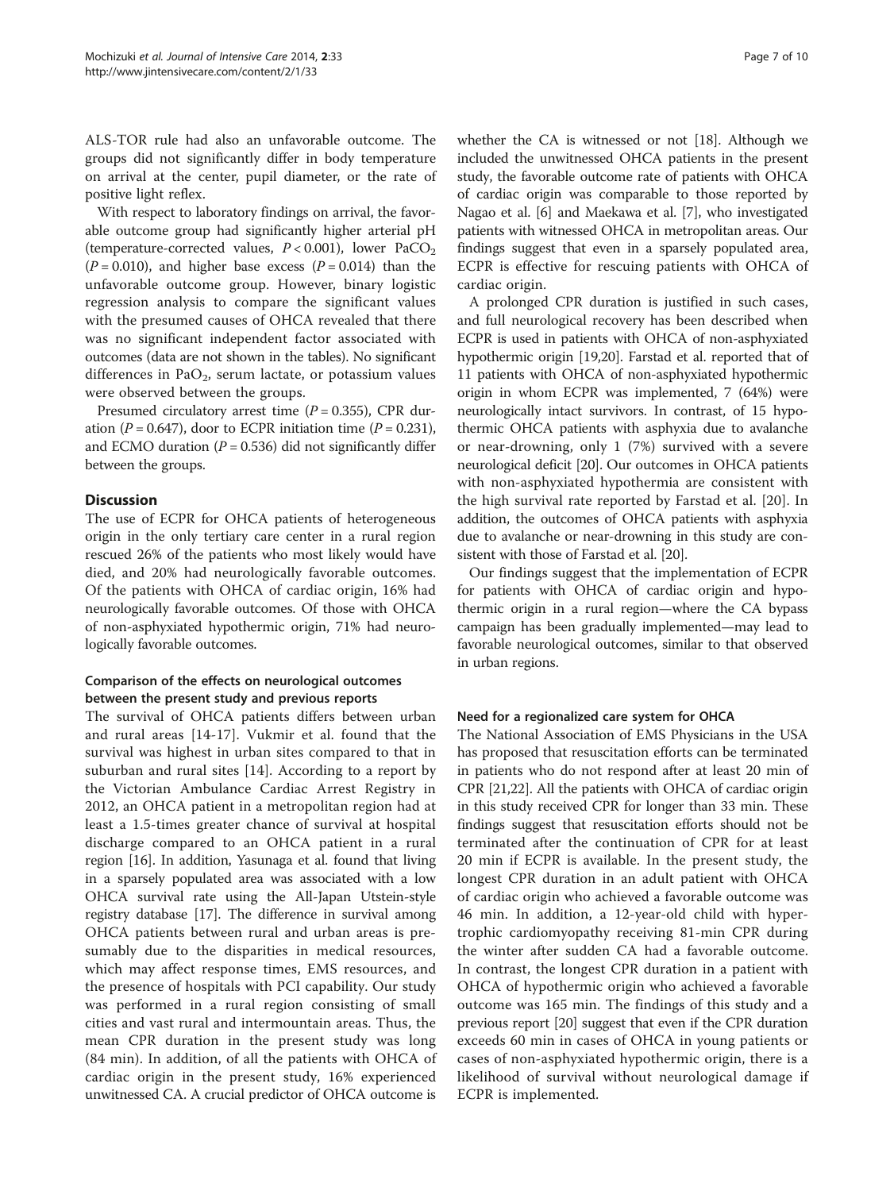ALS-TOR rule had also an unfavorable outcome. The groups did not significantly differ in body temperature on arrival at the center, pupil diameter, or the rate of positive light reflex.

With respect to laboratory findings on arrival, the favorable outcome group had significantly higher arterial pH (temperature-corrected values, $P < 0.001$), lower $PaCO_2$ ($P = 0.010$), and higher base excess ($P = 0.014$) than the unfavorable outcome group. However, binary logistic regression analysis to compare the significant values with the presumed causes of OHCA revealed that there was no significant independent factor associated with outcomes (data are not shown in the tables). No significant differences in $PaO_2$, serum lactate, or potassium values were observed between the groups.

Presumed circulatory arrest time ($P = 0.355$), CPR duration ($P = 0.647$), door to ECPR initiation time ($P = 0.231$), and ECMO duration ($P = 0.536$) did not significantly differ between the groups.

## Discussion

The use of ECPR for OHCA patients of heterogeneous origin in the only tertiary care center in a rural region rescued 26% of the patients who most likely would have died, and 20% had neurologically favorable outcomes. Of the patients with OHCA of cardiac origin, 16% had neurologically favorable outcomes. Of those with OHCA of non-asphyxiated hypothermic origin, 71% had neurologically favorable outcomes.

### Comparison of the effects on neurological outcomes between the present study and previous reports

The survival of OHCA patients differs between urban and rural areas [14-17]. Vukmir et al. found that the survival was highest in urban sites compared to that in suburban and rural sites [14]. According to a report by the Victorian Ambulance Cardiac Arrest Registry in 2012, an OHCA patient in a metropolitan region had at least a 1.5-times greater chance of survival at hospital discharge compared to an OHCA patient in a rural region [16]. In addition, Yasunaga et al. found that living in a sparsely populated area was associated with a low OHCA survival rate using the All-Japan Utstein-style registry database [17]. The difference in survival among OHCA patients between rural and urban areas is presumably due to the disparities in medical resources, which may affect response times, EMS resources, and the presence of hospitals with PCI capability. Our study was performed in a rural region consisting of small cities and vast rural and intermountain areas. Thus, the mean CPR duration in the present study was long (84 min). In addition, of all the patients with OHCA of cardiac origin in the present study, 16% experienced unwitnessed CA. A crucial predictor of OHCA outcome is whether the CA is witnessed or not [18]. Although we included the unwitnessed OHCA patients in the present study, the favorable outcome rate of patients with OHCA of cardiac origin was comparable to those reported by Nagao et al. [6] and Maekawa et al. [7], who investigated patients with witnessed OHCA in metropolitan areas. Our findings suggest that even in a sparsely populated area, ECPR is effective for rescuing patients with OHCA of cardiac origin.

A prolonged CPR duration is justified in such cases, and full neurological recovery has been described when ECPR is used in patients with OHCA of non-asphyxiated hypothermic origin [19,20]. Farstad et al. reported that of 11 patients with OHCA of non-asphyxiated hypothermic origin in whom ECPR was implemented, 7 (64%) were neurologically intact survivors. In contrast, of 15 hypothermic OHCA patients with asphyxia due to avalanche or near-drowning, only 1 (7%) survived with a severe neurological deficit [20]. Our outcomes in OHCA patients with non-asphyxiated hypothermia are consistent with the high survival rate reported by Farstad et al. [20]. In addition, the outcomes of OHCA patients with asphyxia due to avalanche or near-drowning in this study are consistent with those of Farstad et al. [20].

Our findings suggest that the implementation of ECPR for patients with OHCA of cardiac origin and hypothermic origin in a rural region—where the CA bypass campaign has been gradually implemented—may lead to favorable neurological outcomes, similar to that observed in urban regions.

### Need for a regionalized care system for OHCA

The National Association of EMS Physicians in the USA has proposed that resuscitation efforts can be terminated in patients who do not respond after at least 20 min of CPR [21,22]. All the patients with OHCA of cardiac origin in this study received CPR for longer than 33 min. These findings suggest that resuscitation efforts should not be terminated after the continuation of CPR for at least 20 min if ECPR is available. In the present study, the longest CPR duration in an adult patient with OHCA of cardiac origin who achieved a favorable outcome was 46 min. In addition, a 12-year-old child with hypertrophic cardiomyopathy receiving 81-min CPR during the winter after sudden CA had a favorable outcome. In contrast, the longest CPR duration in a patient with OHCA of hypothermic origin who achieved a favorable outcome was 165 min. The findings of this study and a previous report [20] suggest that even if the CPR duration exceeds 60 min in cases of OHCA in young patients or cases of non-asphyxiated hypothermic origin, there is a likelihood of survival without neurological damage if ECPR is implemented.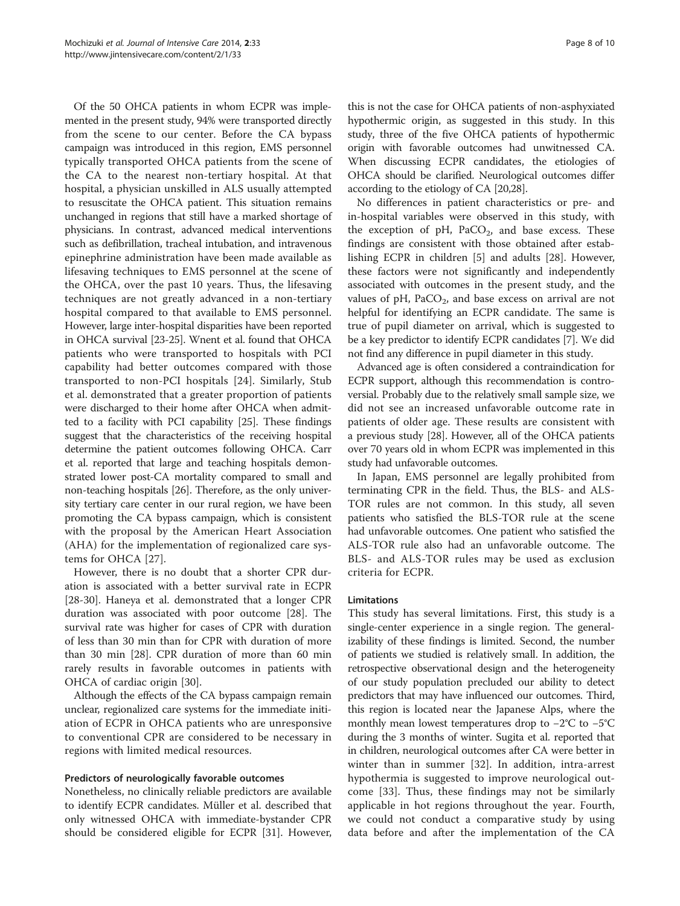Of the 50 OHCA patients in whom ECPR was implemented in the present study, 94% were transported directly from the scene to our center. Before the CA bypass campaign was introduced in this region, EMS personnel typically transported OHCA patients from the scene of the CA to the nearest non-tertiary hospital. At that hospital, a physician unskilled in ALS usually attempted to resuscitate the OHCA patient. This situation remains unchanged in regions that still have a marked shortage of physicians. In contrast, advanced medical interventions such as defibrillation, tracheal intubation, and intravenous epinephrine administration have been made available as lifesaving techniques to EMS personnel at the scene of the OHCA, over the past 10 years. Thus, the lifesaving techniques are not greatly advanced in a non-tertiary hospital compared to that available to EMS personnel. However, large inter-hospital disparities have been reported in OHCA survival [23-25]. Wnent et al. found that OHCA patients who were transported to hospitals with PCI capability had better outcomes compared with those transported to non-PCI hospitals [24]. Similarly, Stub et al. demonstrated that a greater proportion of patients were discharged to their home after OHCA when admitted to a facility with PCI capability [25]. These findings suggest that the characteristics of the receiving hospital determine the patient outcomes following OHCA. Carr et al. reported that large and teaching hospitals demonstrated lower post-CA mortality compared to small and non-teaching hospitals [26]. Therefore, as the only university tertiary care center in our rural region, we have been promoting the CA bypass campaign, which is consistent with the proposal by the American Heart Association (AHA) for the implementation of regionalized care systems for OHCA [27].

However, there is no doubt that a shorter CPR duration is associated with a better survival rate in ECPR [28-30]. Haneya et al. demonstrated that a longer CPR duration was associated with poor outcome [28]. The survival rate was higher for cases of CPR with duration of less than 30 min than for CPR with duration of more than 30 min [28]. CPR duration of more than 60 min rarely results in favorable outcomes in patients with OHCA of cardiac origin [30].

Although the effects of the CA bypass campaign remain unclear, regionalized care systems for the immediate initiation of ECPR in OHCA patients who are unresponsive to conventional CPR are considered to be necessary in regions with limited medical resources.

### Predictors of neurologically favorable outcomes

Nonetheless, no clinically reliable predictors are available to identify ECPR candidates. Müller et al. described that only witnessed OHCA with immediate-bystander CPR should be considered eligible for ECPR [31]. However, this is not the case for OHCA patients of non-asphyxiated hypothermic origin, as suggested in this study. In this study, three of the five OHCA patients of hypothermic origin with favorable outcomes had unwitnessed CA. When discussing ECPR candidates, the etiologies of OHCA should be clarified. Neurological outcomes differ according to the etiology of CA [20,28].

No differences in patient characteristics or pre- and in-hospital variables were observed in this study, with the exception of pH, $PaCO_2$, and base excess. These findings are consistent with those obtained after establishing ECPR in children [5] and adults [28]. However, these factors were not significantly and independently associated with outcomes in the present study, and the values of pH, $PaCO_2$, and base excess on arrival are not helpful for identifying an ECPR candidate. The same is true of pupil diameter on arrival, which is suggested to be a key predictor to identify ECPR candidates [7]. We did not find any difference in pupil diameter in this study.

Advanced age is often considered a contraindication for ECPR support, although this recommendation is controversial. Probably due to the relatively small sample size, we did not see an increased unfavorable outcome rate in patients of older age. These results are consistent with a previous study [28]. However, all of the OHCA patients over 70 years old in whom ECPR was implemented in this study had unfavorable outcomes.

In Japan, EMS personnel are legally prohibited from terminating CPR in the field. Thus, the BLS- and ALS-TOR rules are not common. In this study, all seven patients who satisfied the BLS-TOR rule at the scene had unfavorable outcomes. One patient who satisfied the ALS-TOR rule also had an unfavorable outcome. The BLS- and ALS-TOR rules may be used as exclusion criteria for ECPR.

### Limitations

This study has several limitations. First, this study is a single-center experience in a single region. The generalizability of these findings is limited. Second, the number of patients we studied is relatively small. In addition, the retrospective observational design and the heterogeneity of our study population precluded our ability to detect predictors that may have influenced our outcomes. Third, this region is located near the Japanese Alps, where the monthly mean lowest temperatures drop to −2°C to −5°C during the 3 months of winter. Sugita et al. reported that in children, neurological outcomes after CA were better in winter than in summer [32]. In addition, intra-arrest hypothermia is suggested to improve neurological outcome [33]. Thus, these findings may not be similarly applicable in hot regions throughout the year. Fourth, we could not conduct a comparative study by using data before and after the implementation of the CA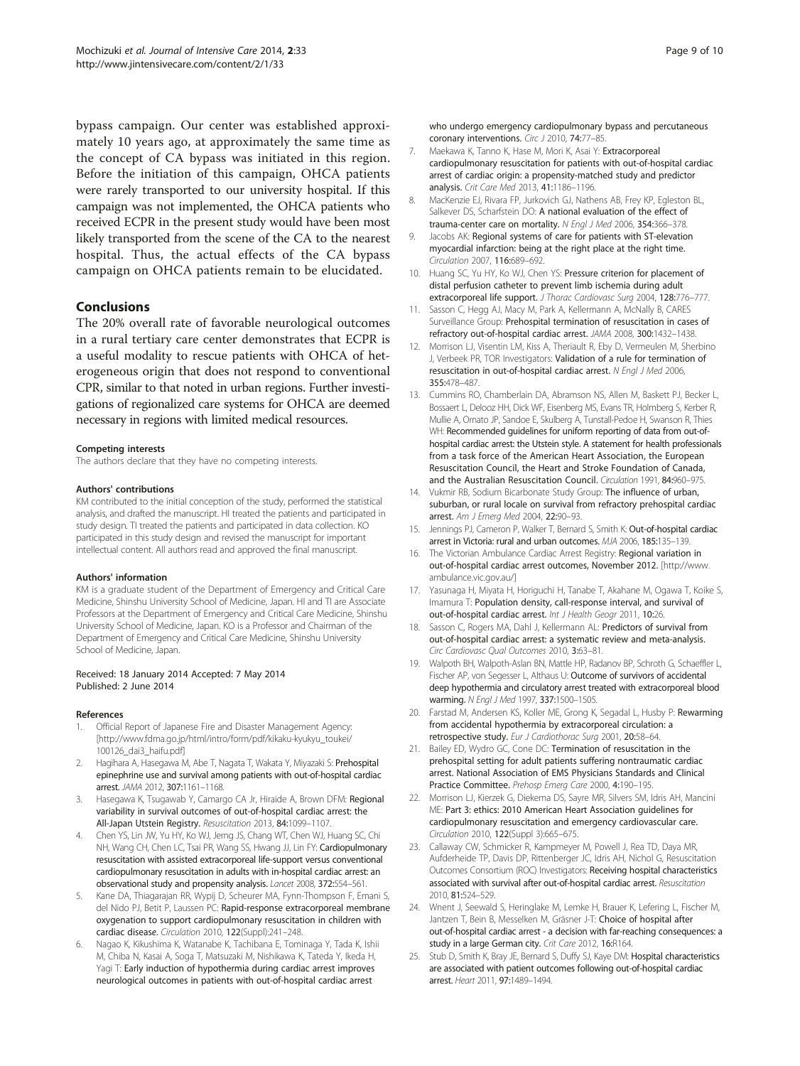bypass campaign. Our center was established approximately 10 years ago, at approximately the same time as the concept of CA bypass was initiated in this region. Before the initiation of this campaign, OHCA patients were rarely transported to our university hospital. If this campaign was not implemented, the OHCA patients who received ECPR in the present study would have been most likely transported from the scene of the CA to the nearest hospital. Thus, the actual effects of the CA bypass campaign on OHCA patients remain to be elucidated.

## Conclusions

The 20% overall rate of favorable neurological outcomes in a rural tertiary care center demonstrates that ECPR is a useful modality to rescue patients with OHCA of heterogeneous origin that does not respond to conventional CPR, similar to that noted in urban regions. Further investigations of regionalized care systems for OHCA are deemed necessary in regions with limited medical resources.

#### Competing interests

The authors declare that they have no competing interests.

#### Authors' contributions

KM contributed to the initial conception of the study, performed the statistical analysis, and drafted the manuscript. HI treated the patients and participated in study design. TI treated the patients and participated in data collection. KO participated in this study design and revised the manuscript for important intellectual content. All authors read and approved the final manuscript.

#### Authors' information

KM is a graduate student of the Department of Emergency and Critical Care Medicine, Shinshu University School of Medicine, Japan. HI and TI are Associate Professors at the Department of Emergency and Critical Care Medicine, Shinshu University School of Medicine, Japan. KO is a Professor and Chairman of the Department of Emergency and Critical Care Medicine, Shinshu University School of Medicine, Japan.

Received: 18 January 2014 Accepted: 7 May 2014
Published: 2 June 2014

#### References

1. Official Report of Japanese Fire and Disaster Management Agency: [http://www.fdma.go.jp/html/intro/form/pdf/kikaku-kyukyu_toukei/100126_dai3_haifu.pdf]
2. Hagihara A, Hasegawa M, Abe T, Nagata T, Wakata Y, Miyazaki S: **Prehospital epinephrine use and survival among patients with out-of-hospital cardiac arrest.** *JAMA* 2012, **307:**1161–1168.
3. Hasegawa K, Tsugawab Y, Camargo CA Jr, Hiraide A, Brown DFM: **Regional variability in survival outcomes of out-of-hospital cardiac arrest: the All-Japan Utstein Registry.** *Resuscitation* 2013, **84:**1099–1107.
4. Chen YS, Lin JW, Yu HY, Ko WJ, Jerng JS, Chang WT, Chen WJ, Huang SC, Chi NH, Wang CH, Chen LC, Tsai PR, Wang SS, Hwang JJ, Lin FY: **Cardiopulmonary resuscitation with assisted extracorporeal life-support versus conventional cardiopulmonary resuscitation in adults with in-hospital cardiac arrest: an observational study and propensity analysis.** *Lancet* 2008, **372:**554–561.
5. Kane DA, Thiagarajan RR, Wypij D, Scheurer MA, Fynn-Thompson F, Emani S, del Nido PJ, Betit P, Laussen PC: **Rapid-response extracorporeal membrane oxygenation to support cardiopulmonary resuscitation in children with cardiac disease.** *Circulation* 2010, **122**(Suppl):241–248.
6. Nagao K, Kikushima K, Watanabe K, Tachibana E, Tominaga Y, Tada K, Ishii M, Chiba N, Kasai A, Soga T, Matsuzaki M, Nishikawa K, Tateda Y, Ikeda H, Yagi T: **Early induction of hypothermia during cardiac arrest improves neurological outcomes in patients with out-of-hospital cardiac arrest who undergo emergency cardiopulmonary bypass and percutaneous coronary interventions.** *Circ J* 2010, **74:**77–85.
7. Maekawa K, Tanno K, Hase M, Mori K, Asai Y: **Extracorporeal cardiopulmonary resuscitation for patients with out-of-hospital cardiac arrest of cardiac origin: a propensity-matched study and predictor analysis.** *Crit Care Med* 2013, **41:**1186–1196.
8. MacKenzie EJ, Rivara FP, Jurkovich GJ, Nathens AB, Frey KP, Egleston BL, Salkever DS, Scharfstein DO: **A national evaluation of the effect of trauma-center care on mortality.** *N Engl J Med* 2006, **354:**366–378.
9. Jacobs AK: **Regional systems of care for patients with ST-elevation myocardial infarction: being at the right place at the right time.** *Circulation* 2007, **116:**689–692.
10. Huang SC, Yu HY, Ko WJ, Chen YS: **Pressure criterion for placement of distal perfusion catheter to prevent limb ischemia during adult extracorporeal life support.** *J Thorac Cardiovasc Surg* 2004, **128:**776–777.
11. Sasson C, Hegg AJ, Macy M, Park A, Kellermann A, McNally B, CARES Surveillance Group: **Prehospital termination of resuscitation in cases of refractory out-of-hospital cardiac arrest.** *JAMA* 2008, **300:**1432–1438.
12. Morrison LJ, Visentin LM, Kiss A, Theriault R, Eby D, Vermeulen M, Sherbino J, Verbeek PR, TOR Investigators: **Validation of a rule for termination of resuscitation in out-of-hospital cardiac arrest.** *N Engl J Med* 2006, **355:**478–487.
13. Cummins RO, Chamberlain DA, Abramson NS, Allen M, Baskett PJ, Becker L, Bossaert L, Delooz HH, Dick WF, Eisenberg MS, Evans TR, Holmberg S, Kerber R, Mullie A, Ornato JP, Sandoe E, Skulberg A, Tunstall-Pedoe H, Swanson R, Thies WH: **Recommended guidelines for uniform reporting of data from out-of-hospital cardiac arrest: the Utstein style. A statement for health professionals from a task force of the American Heart Association, the European Resuscitation Council, the Heart and Stroke Foundation of Canada, and the Australian Resuscitation Council.** *Circulation* 1991, **84:**960–975.
14. Vukmir RB, Sodium Bicarbonate Study Group: **The influence of urban, suburban, or rural locale on survival from refractory prehospital cardiac arrest.** *Am J Emerg Med* 2004, **22:**90–93.
15. Jennings PJ, Cameron P, Walker T, Bernard S, Smith K: **Out-of-hospital cardiac arrest in Victoria: rural and urban outcomes.** *MJA* 2006, **185:**135–139.
16. The Victorian Ambulance Cardiac Arrest Registry: **Regional variation in out-of-hospital cardiac arrest outcomes, November 2012.** [http://www.ambulance.vic.gov.au/]
17. Yasunaga H, Miyata H, Horiguchi H, Tanabe T, Akahane M, Ogawa T, Koike S, Imamura T: **Population density, call-response interval, and survival of out-of-hospital cardiac arrest.** *Int J Health Geogr* 2011, **10:**26.
18. Sasson C, Rogers MA, Dahl J, Kellermann AL: **Predictors of survival from out-of-hospital cardiac arrest: a systematic review and meta-analysis.** *Circ Cardiovasc Qual Outcomes* 2010, **3:**63–81.
19. Walpoth BH, Walpoth-Aslan BN, Mattle HP, Radanov BP, Schroth G, Schaeffler L, Fischer AP, von Segesser L, Althaus U: **Outcome of survivors of accidental deep hypothermia and circulatory arrest treated with extracorporeal blood warming.** *N Engl J Med* 1997, **337:**1500–1505.
20. Farstad M, Andersen KS, Koller ME, Grong K, Segadal L, Husby P: **Rewarming from accidental hypothermia by extracorporeal circulation: a retrospective study.** *Eur J Cardiothorac Surg* 2001, **20:**58–64.
21. Bailey ED, Wydro GC, Cone DC: **Termination of resuscitation in the prehospital setting for adult patients suffering nontraumatic cardiac arrest. National Association of EMS Physicians Standards and Clinical Practice Committee.** *Prehosp Emerg Care* 2000, **4:**190–195.
22. Morrison LJ, Kierzek G, Diekema DS, Sayre MR, Silvers SM, Idris AH, Mancini ME: **Part 3: ethics: 2010 American Heart Association guidelines for cardiopulmonary resuscitation and emergency cardiovascular care.** *Circulation* 2010, **122**(Suppl 3):665–675.
23. Callaway CW, Schmicker R, Kampmeyer M, Powell J, Rea TD, Daya MR, Aufderheide TP, Davis DP, Rittenberger JC, Idris AH, Nichol G, Resuscitation Outcomes Consortium (ROC) Investigators: **Receiving hospital characteristics associated with survival after out-of-hospital cardiac arrest.** *Resuscitation* 2010, **81:**524–529.
24. Wnent J, Seewald S, Heringlake M, Lemke H, Brauer K, Lefering L, Fischer M, Jantzen T, Bein B, Messelken M, Gräsner J-T: **Choice of hospital after out-of-hospital cardiac arrest - a decision with far-reaching consequences: a study in a large German city.** *Crit Care* 2012, **16:**R164.
25. Stub D, Smith K, Bray JE, Bernard S, Duffy SJ, Kaye DM: **Hospital characteristics are associated with patient outcomes following out-of-hospital cardiac arrest.** *Heart* 2011, **97:**1489–1494.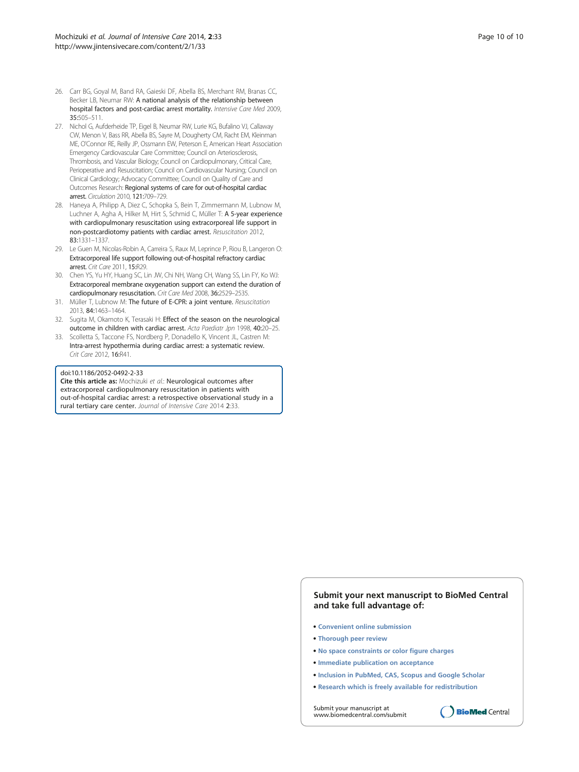26. Carr BG, Goyal M, Band RA, Gaieski DF, Abella BS, Merchant RM, Branas CC, Becker LB, Neumar RW: **A national analysis of the relationship between hospital factors and post-cardiac arrest mortality.** *Intensive Care Med* 2009, **35:**505–511.
27. Nichol G, Aufderheide TP, Eigel B, Neumar RW, Lurie KG, Bufalino VJ, Callaway CW, Menon V, Bass RR, Abella BS, Sayre M, Dougherty CM, Racht EM, Kleinman ME, O'Connor RE, Reilly JP, Ossmann EW, Peterson E, American Heart Association Emergency Cardiovascular Care Committee; Council on Arteriosclerosis, Thrombosis, and Vascular Biology; Council on Cardiopulmonary, Critical Care, Perioperative and Resuscitation; Council on Cardiovascular Nursing; Council on Clinical Cardiology; Advocacy Committee; Council on Quality of Care and Outcomes Research: **Regional systems of care for out-of-hospital cardiac arrest.** *Circulation* 2010, **121:**709–729.
28. Haneya A, Philipp A, Diez C, Schopka S, Bein T, Zimmermann M, Lubnow M, Luchner A, Agha A, Hilker M, Hirt S, Schmid C, Müller T: **A 5-year experience with cardiopulmonary resuscitation using extracorporeal life support in non-postcardiotomy patients with cardiac arrest.** *Resuscitation* 2012, **83:**1331–1337.
29. Le Guen M, Nicolas-Robin A, Carreira S, Raux M, Leprince P, Riou B, Langeron O: **Extracorporeal life support following out-of-hospital refractory cardiac arrest.** *Crit Care* 2011, **15:**R29.
30. Chen YS, Yu HY, Huang SC, Lin JW, Chi NH, Wang CH, Wang SS, Lin FY, Ko WJ: **Extracorporeal membrane oxygenation support can extend the duration of cardiopulmonary resuscitation.** *Crit Care Med* 2008, **36:**2529–2535.
31. Müller T, Lubnow M: **The future of E-CPR: a joint venture.** *Resuscitation* 2013, **84:**1463–1464.
32. Sugita M, Okamoto K, Terasaki H: **Effect of the season on the neurological outcome in children with cardiac arrest.** *Acta Paediatr Jpn* 1998, **40:**20–25.
33. Scolletta S, Taccone FS, Nordberg P, Donadello K, Vincent JL, Castren M: **Intra-arrest hypothermia during cardiac arrest: a systematic review.** *Crit Care* 2012, **16:**R41.

doi:10.1186/2052-0492-2-33

**Cite this article as:** Mochizuki *et al.*: Neurological outcomes after extracorporeal cardiopulmonary resuscitation in patients with out-of-hospital cardiac arrest: a retrospective observational study in a rural tertiary care center. *Journal of Intensive Care* 2014 **2**:33.

**Submit your next manuscript to BioMed Central and take full advantage of:**

- **Convenient online submission**
- **Thorough peer review**
- **No space constraints or color figure charges**
- **Immediate publication on acceptance**
- **Inclusion in PubMed, CAS, Scopus and Google Scholar**
- **Research which is freely available for redistribution**

Submit your manuscript at
www.biomedcentral.com/submit

BioMed Central